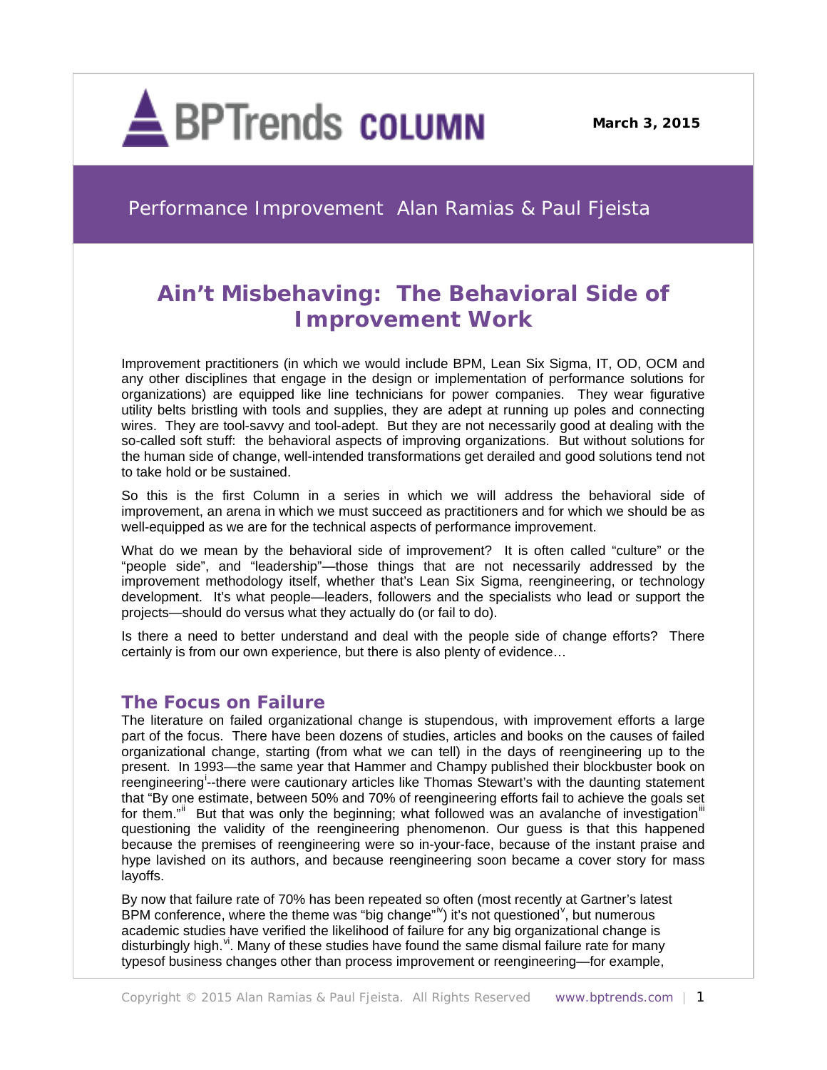BPTrends COLUMN

March 3, 2015

Performance Improvement Alan Ramias & Paul Fjeista

# Ain't Misbehaving: The Behavioral Side of Improvement Work

Improvement practitioners (in which we would include BPM, Lean Six Sigma, IT, OD, OCM and any other disciplines that engage in the design or implementation of performance solutions for organizations) are equipped like line technicians for power companies. They wear figurative utility belts bristling with tools and supplies, they are adept at running up poles and connecting wires. They are tool-savvy and tool-adept. But they are not necessarily good at dealing with the so-called soft stuff: the behavioral aspects of improving organizations. But without solutions for the human side of change, well-intended transformations get derailed and good solutions tend not to take hold or be sustained.

So this is the first Column in a series in which we will address the behavioral side of improvement, an arena in which we must succeed as practitioners and for which we should be as well-equipped as we are for the technical aspects of performance improvement.

What do we mean by the behavioral side of improvement? It is often called "culture" or the "people side", and "leadership"—those things that are not necessarily addressed by the improvement methodology itself, whether that's Lean Six Sigma, reengineering, or technology development. It's what people—leaders, followers and the specialists who lead or support the projects—should do versus what they actually do (or fail to do).

Is there a need to better understand and deal with the people side of change efforts? There certainly is from our own experience, but there is also plenty of evidence…

## The Focus on Failure

The literature on failed organizational change is stupendous, with improvement efforts a large part of the focus. There have been dozens of studies, articles and books on the causes of failed organizational change, starting (from what we can tell) in the days of reengineering up to the present. In 1993—the same year that Hammer and Champy published their blockbuster book on reengineering[i]--there were cautionary articles like Thomas Stewart's with the daunting statement that "By one estimate, between 50% and 70% of reengineering efforts fail to achieve the goals set for them."[ii] But that was only the beginning; what followed was an avalanche of investigation[iii] questioning the validity of the reengineering phenomenon. Our guess is that this happened because the premises of reengineering were so in-your-face, because of the instant praise and hype lavished on its authors, and because reengineering soon became a cover story for mass layoffs.

By now that failure rate of 70% has been repeated so often (most recently at Gartner's latest BPM conference, where the theme was "big change"[iv]) it's not questioned[v], but numerous academic studies have verified the likelihood of failure for any big organizational change is disturbingly high.[vi]. Many of these studies have found the same dismal failure rate for many typesof business changes other than process improvement or reengineering—for example,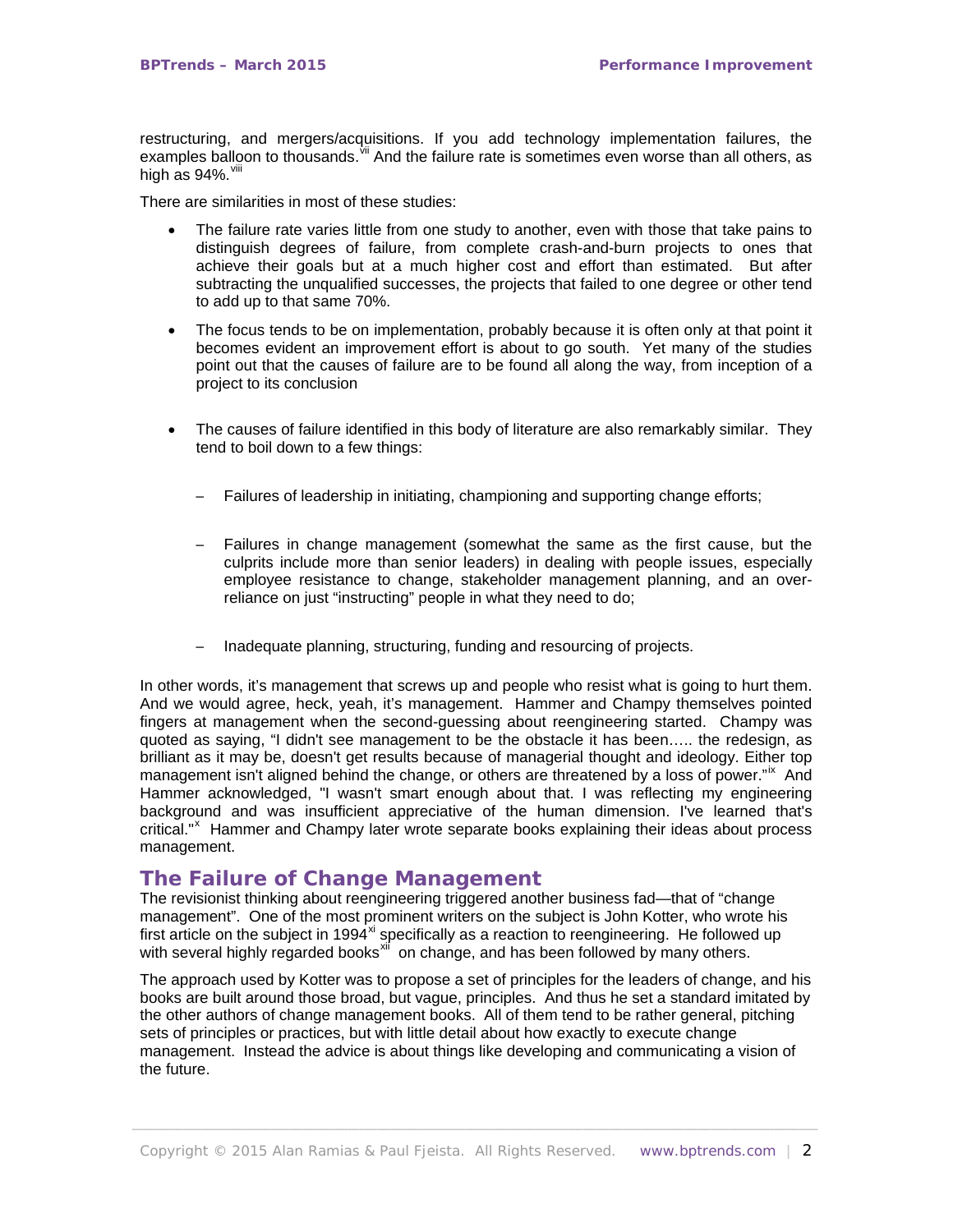restructuring, and mergers/acquisitions. If you add technology implementation failures, the examples balloon to thousands.[vii] And the failure rate is sometimes even worse than all others, as high as 94%.[viii]

There are similarities in most of these studies:

- The failure rate varies little from one study to another, even with those that take pains to distinguish degrees of failure, from complete crash-and-burn projects to ones that achieve their goals but at a much higher cost and effort than estimated. But after subtracting the unqualified successes, the projects that failed to one degree or other tend to add up to that same 70%.
- The focus tends to be on implementation, probably because it is often only at that point it becomes evident an improvement effort is about to go south. Yet many of the studies point out that the causes of failure are to be found all along the way, from inception of a project to its conclusion
- The causes of failure identified in this body of literature are also remarkably similar. They tend to boil down to a few things:
  - Failures of leadership in initiating, championing and supporting change efforts;
  - Failures in change management (somewhat the same as the first cause, but the culprits include more than senior leaders) in dealing with people issues, especially employee resistance to change, stakeholder management planning, and an over-reliance on just "instructing" people in what they need to do;
  - Inadequate planning, structuring, funding and resourcing of projects.

In other words, it's management that screws up and people who resist what is going to hurt them. And we would agree, heck, yeah, it's management. Hammer and Champy themselves pointed fingers at management when the second-guessing about reengineering started. Champy was quoted as saying, "I didn't see management to be the obstacle it has been….. the redesign, as brilliant as it may be, doesn't get results because of managerial thought and ideology. Either top management isn't aligned behind the change, or others are threatened by a loss of power."[ix] And Hammer acknowledged, "I wasn't smart enough about that. I was reflecting my engineering background and was insufficient appreciative of the human dimension. I've learned that's critical."[x] Hammer and Champy later wrote separate books explaining their ideas about process management.

## The Failure of Change Management

The revisionist thinking about reengineering triggered another business fad—that of "change management". One of the most prominent writers on the subject is John Kotter, who wrote his first article on the subject in 1994[xi] specifically as a reaction to reengineering. He followed up with several highly regarded books[xii] on change, and has been followed by many others.

The approach used by Kotter was to propose a set of principles for the leaders of change, and his books are built around those broad, but vague, principles. And thus he set a standard imitated by the other authors of change management books. All of them tend to be rather general, pitching sets of principles or practices, but with little detail about how exactly to execute change management. Instead the advice is about things like developing and communicating a vision of the future.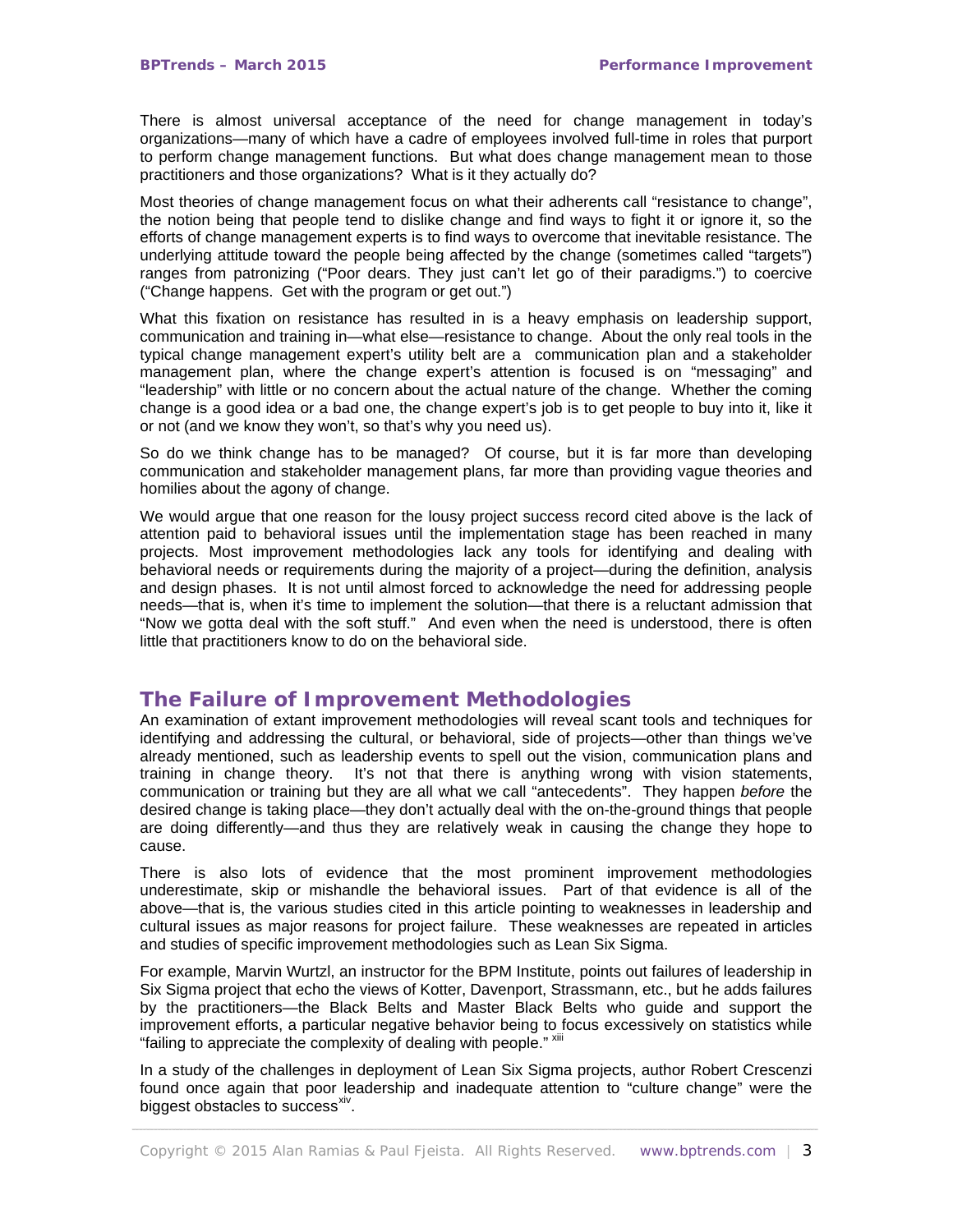There is almost universal acceptance of the need for change management in today's organizations—many of which have a cadre of employees involved full-time in roles that purport to perform change management functions. But what does change management mean to those practitioners and those organizations? What is it they actually do?

Most theories of change management focus on what their adherents call "resistance to change", the notion being that people tend to dislike change and find ways to fight it or ignore it, so the efforts of change management experts is to find ways to overcome that inevitable resistance. The underlying attitude toward the people being affected by the change (sometimes called "targets") ranges from patronizing ("Poor dears. They just can't let go of their paradigms.") to coercive ("Change happens. Get with the program or get out.")

What this fixation on resistance has resulted in is a heavy emphasis on leadership support, communication and training in—what else—resistance to change. About the only real tools in the typical change management expert's utility belt are a communication plan and a stakeholder management plan, where the change expert's attention is focused is on "messaging" and "leadership" with little or no concern about the actual nature of the change. Whether the coming change is a good idea or a bad one, the change expert's job is to get people to buy into it, like it or not (and we know they won't, so that's why you need us).

So do we think change has to be managed? Of course, but it is far more than developing communication and stakeholder management plans, far more than providing vague theories and homilies about the agony of change.

We would argue that one reason for the lousy project success record cited above is the lack of attention paid to behavioral issues until the implementation stage has been reached in many projects. Most improvement methodologies lack any tools for identifying and dealing with behavioral needs or requirements during the majority of a project—during the definition, analysis and design phases. It is not until almost forced to acknowledge the need for addressing people needs—that is, when it's time to implement the solution—that there is a reluctant admission that "Now we gotta deal with the soft stuff." And even when the need is understood, there is often little that practitioners know to do on the behavioral side.

## The Failure of Improvement Methodologies

An examination of extant improvement methodologies will reveal scant tools and techniques for identifying and addressing the cultural, or behavioral, side of projects—other than things we've already mentioned, such as leadership events to spell out the vision, communication plans and training in change theory. It's not that there is anything wrong with vision statements, communication or training but they are all what we call "antecedents". They happen *before* the desired change is taking place—they don't actually deal with the on-the-ground things that people are doing differently—and thus they are relatively weak in causing the change they hope to cause.

There is also lots of evidence that the most prominent improvement methodologies underestimate, skip or mishandle the behavioral issues. Part of that evidence is all of the above—that is, the various studies cited in this article pointing to weaknesses in leadership and cultural issues as major reasons for project failure. These weaknesses are repeated in articles and studies of specific improvement methodologies such as Lean Six Sigma.

For example, Marvin Wurtzl, an instructor for the BPM Institute, points out failures of leadership in Six Sigma project that echo the views of Kotter, Davenport, Strassmann, etc., but he adds failures by the practitioners—the Black Belts and Master Black Belts who guide and support the improvement efforts, a particular negative behavior being to focus excessively on statistics while "failing to appreciate the complexity of dealing with people." [xiii]

In a study of the challenges in deployment of Lean Six Sigma projects, author Robert Crescenzi found once again that poor leadership and inadequate attention to "culture change" were the biggest obstacles to success[xiv].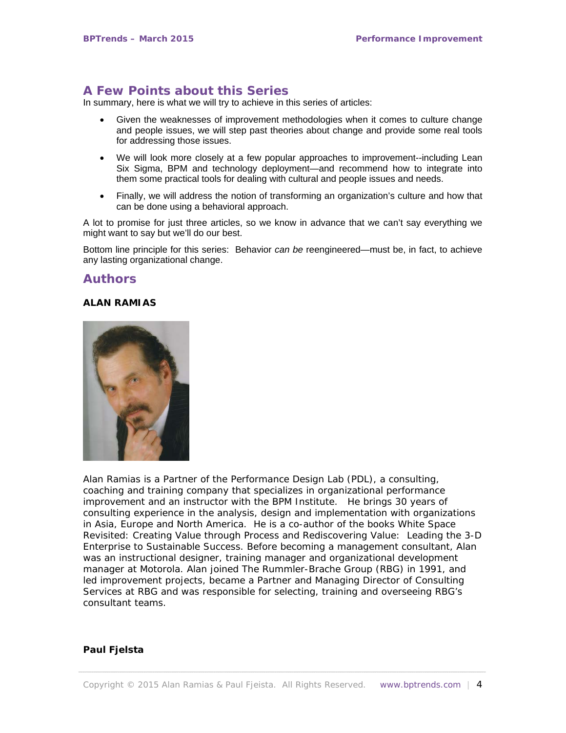## A Few Points about this Series

In summary, here is what we will try to achieve in this series of articles:

- Given the weaknesses of improvement methodologies when it comes to culture change and people issues, we will step past theories about change and provide some real tools for addressing those issues.
- We will look more closely at a few popular approaches to improvement--including Lean Six Sigma, BPM and technology deployment—and recommend how to integrate into them some practical tools for dealing with cultural and people issues and needs.
- Finally, we will address the notion of transforming an organization's culture and how that can be done using a behavioral approach.

A lot to promise for just three articles, so we know in advance that we can't say everything we might want to say but we'll do our best.

Bottom line principle for this series: Behavior *can be* reengineered—must be, in fact, to achieve any lasting organizational change.

## Authors

**ALAN RAMIAS**

Alan Ramias is a Partner of the Performance Design Lab (PDL), a consulting, coaching and training company that specializes in organizational performance improvement and an instructor with the BPM Institute. He brings 30 years of consulting experience in the analysis, design and implementation with organizations in Asia, Europe and North America. He is a co-author of the books White Space Revisited: Creating Value through Process and Rediscovering Value: Leading the 3-D Enterprise to Sustainable Success. Before becoming a management consultant, Alan was an instructional designer, training manager and organizational development manager at Motorola. Alan joined The Rummler-Brache Group (RBG) in 1991, and led improvement projects, became a Partner and Managing Director of Consulting Services at RBG and was responsible for selecting, training and overseeing RBG's consultant teams.

**Paul Fjelsta**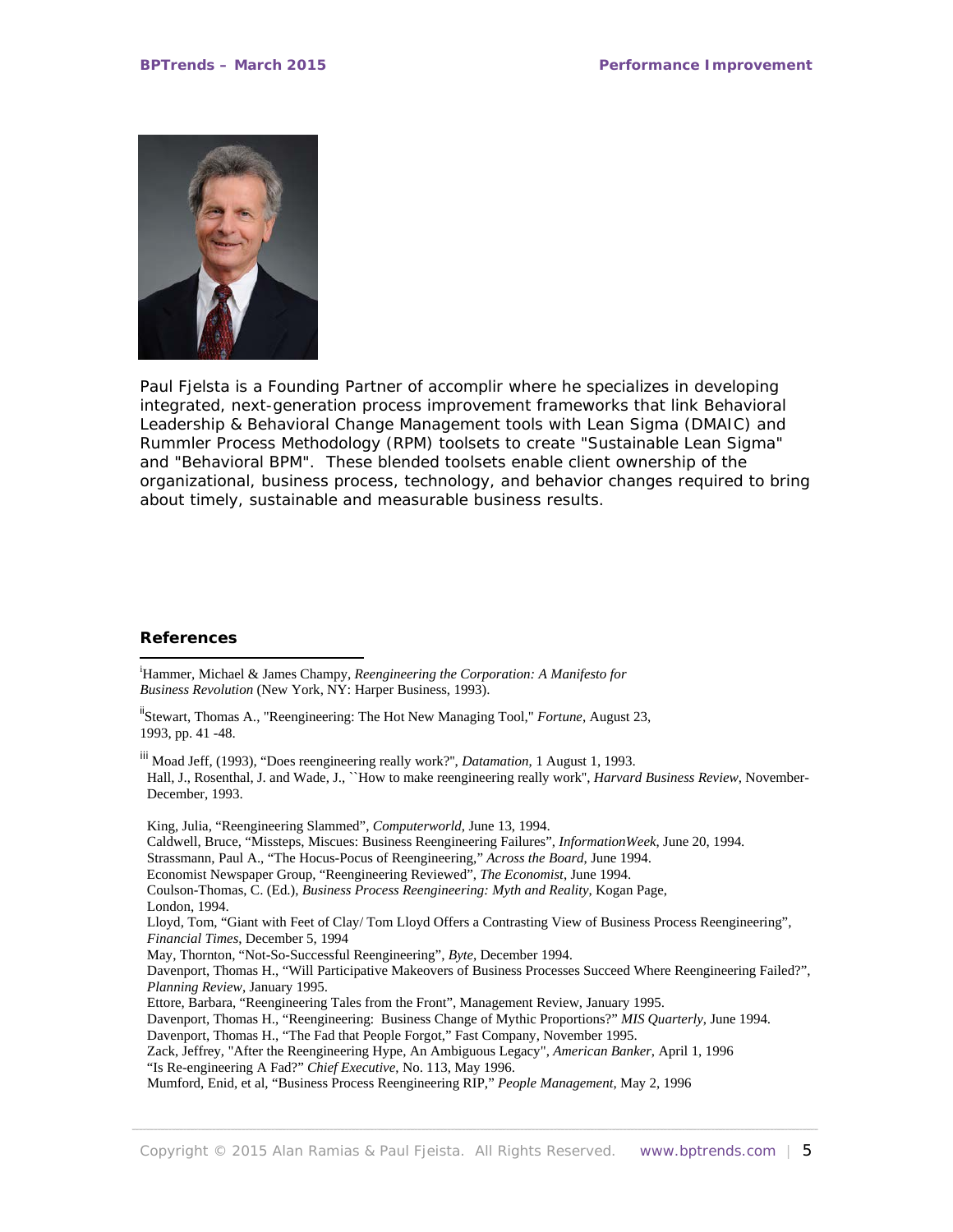Paul Fjelsta is a Founding Partner of accomplir where he specializes in developing integrated, next-generation process improvement frameworks that link Behavioral Leadership & Behavioral Change Management tools with Lean Sigma (DMAIC) and Rummler Process Methodology (RPM) toolsets to create "Sustainable Lean Sigma" and "Behavioral BPM". These blended toolsets enable client ownership of the organizational, business process, technology, and behavior changes required to bring about timely, sustainable and measurable business results.

## References

[i] Hammer, Michael & James Champy, *Reengineering the Corporation: A Manifesto for Business Revolution* (New York, NY: Harper Business, 1993).

[ii] Stewart, Thomas A., "Reengineering: The Hot New Managing Tool," *Fortune*, August 23, 1993, pp. 41 -48.

[iii] Moad Jeff, (1993), "Does reengineering really work?", *Datamation*, 1 August 1, 1993.
Hall, J., Rosenthal, J. and Wade, J., ``How to make reengineering really work", *Harvard Business Review*, November-December, 1993.

King, Julia, "Reengineering Slammed", *Computerworld*, June 13, 1994.
Caldwell, Bruce, "Missteps, Miscues: Business Reengineering Failures", *InformationWeek*, June 20, 1994.
Strassmann, Paul A., "The Hocus-Pocus of Reengineering," *Across the Board*, June 1994.
Economist Newspaper Group, "Reengineering Reviewed", *The Economist*, June 1994.
Coulson-Thomas, C. (Ed.), *Business Process Reengineering: Myth and Reality*, Kogan Page, London, 1994.
Lloyd, Tom, "Giant with Feet of Clay/ Tom Lloyd Offers a Contrasting View of Business Process Reengineering", *Financial Times*, December 5, 1994
May, Thornton, "Not-So-Successful Reengineering", *Byte*, December 1994.
Davenport, Thomas H., "Will Participative Makeovers of Business Processes Succeed Where Reengineering Failed?", *Planning Review*, January 1995.
Ettore, Barbara, "Reengineering Tales from the Front", Management Review, January 1995.
Davenport, Thomas H., "Reengineering: Business Change of Mythic Proportions?" *MIS Quarterly*, June 1994.
Davenport, Thomas H., "The Fad that People Forgot," Fast Company, November 1995.
Zack, Jeffrey, "After the Reengineering Hype, An Ambiguous Legacy", *American Banker*, April 1, 1996
"Is Re-engineering A Fad?" *Chief Executive*, No. 113, May 1996.
Mumford, Enid, et al, "Business Process Reengineering RIP," *People Management*, May 2, 1996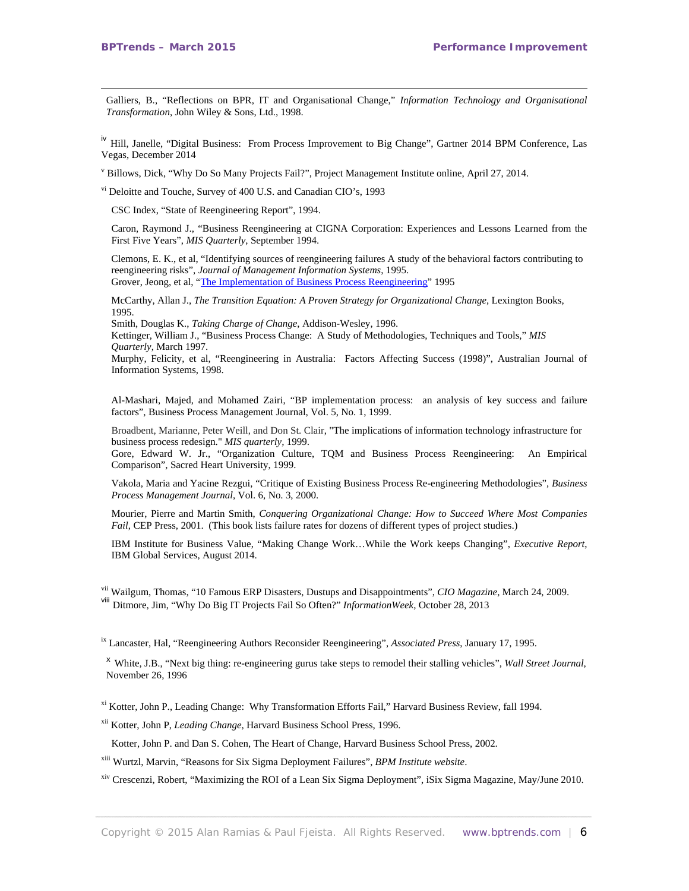Galliers, B., "Reflections on BPR, IT and Organisational Change," *Information Technology and Organisational Transformation*, John Wiley & Sons, Ltd., 1998.

[iv] Hill, Janelle, "Digital Business: From Process Improvement to Big Change", Gartner 2014 BPM Conference, Las Vegas, December 2014

[v] Billows, Dick, "Why Do So Many Projects Fail?", Project Management Institute online, April 27, 2014.

[vi] Deloitte and Touche, Survey of 400 U.S. and Canadian CIO's, 1993

CSC Index, "State of Reengineering Report", 1994.

Caron, Raymond J., "Business Reengineering at CIGNA Corporation: Experiences and Lessons Learned from the First Five Years", *MIS Quarterly*, September 1994.

Clemons, E. K., et al, "Identifying sources of reengineering failures A study of the behavioral factors contributing to reengineering risks", *Journal of Management Information Systems*, 1995.
Grover, Jeong, et al, "The Implementation of Business Process Reengineering" 1995

McCarthy, Allan J., *The Transition Equation: A Proven Strategy for Organizational Change*, Lexington Books, 1995.
Smith, Douglas K., *Taking Charge of Change*, Addison-Wesley, 1996.
Kettinger, William J., "Business Process Change: A Study of Methodologies, Techniques and Tools," *MIS Quarterly*, March 1997.
Murphy, Felicity, et al, "Reengineering in Australia: Factors Affecting Success (1998)", Australian Journal of Information Systems, 1998.

Al-Mashari, Majed, and Mohamed Zairi, "BP implementation process: an analysis of key success and failure factors", Business Process Management Journal, Vol. 5, No. 1, 1999.

Broadbent, Marianne, Peter Weill, and Don St. Clair, "The implications of information technology infrastructure for business process redesign." *MIS quarterly*, 1999.
Gore, Edward W. Jr., "Organization Culture, TQM and Business Process Reengineering: An Empirical Comparison", Sacred Heart University, 1999.

Vakola, Maria and Yacine Rezgui, "Critique of Existing Business Process Re-engineering Methodologies", *Business Process Management Journal*, Vol. 6, No. 3, 2000.

Mourier, Pierre and Martin Smith, *Conquering Organizational Change: How to Succeed Where Most Companies Fail*, CEP Press, 2001. (This book lists failure rates for dozens of different types of project studies.)

IBM Institute for Business Value, "Making Change Work…While the Work keeps Changing", *Executive Report*, IBM Global Services, August 2014.

[vii] Wailgum, Thomas, "10 Famous ERP Disasters, Dustups and Disappointments", *CIO Magazine*, March 24, 2009.
[viii] Ditmore, Jim, "Why Do Big IT Projects Fail So Often?" *InformationWeek*, October 28, 2013

[ix] Lancaster, Hal, "Reengineering Authors Reconsider Reengineering", *Associated Press*, January 17, 1995.

[x] White, J.B., "Next big thing: re-engineering gurus take steps to remodel their stalling vehicles", *Wall Street Journal*, November 26, 1996

[xi] Kotter, John P., Leading Change: Why Transformation Efforts Fail," Harvard Business Review, fall 1994.

[xii] Kotter, John P, *Leading Change*, Harvard Business School Press, 1996.

Kotter, John P. and Dan S. Cohen, The Heart of Change, Harvard Business School Press, 2002.

[xiii] Wurtzl, Marvin, "Reasons for Six Sigma Deployment Failures", *BPM Institute website*.

[xiv] Crescenzi, Robert, "Maximizing the ROI of a Lean Six Sigma Deployment", iSix Sigma Magazine, May/June 2010.